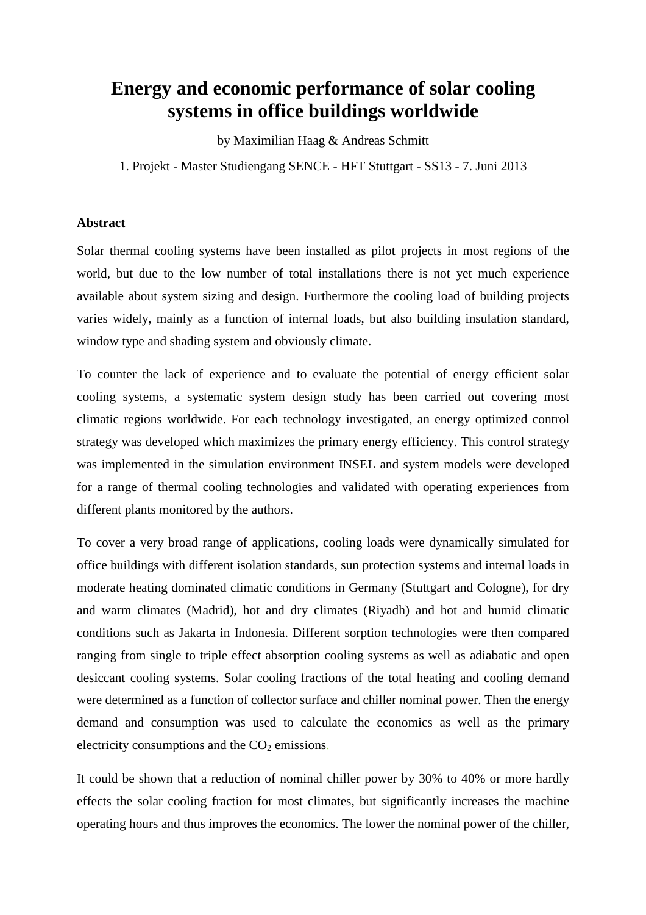# Energy and economic performance of solar cooling systems in office buildings worldwide

by Maximilian Haag & Andreas Schmitt

1. Projekt - Master Studiengang SENCE - HFT Stuttgart - SS13 - 7. Juni 2013

**Abstract**

Solar thermal cooling systems have been installed as pilot projects in most regions of the world, but due to the low number of total installations there is not yet much experience available about system sizing and design. Furthermore the cooling load of building projects varies widely, mainly as a function of internal loads, but also building insulation standard, window type and shading system and obviously climate.

To counter the lack of experience and to evaluate the potential of energy efficient solar cooling systems, a systematic system design study has been carried out covering most climatic regions worldwide. For each technology investigated, an energy optimized control strategy was developed which maximizes the primary energy efficiency. This control strategy was implemented in the simulation environment INSEL and system models were developed for a range of thermal cooling technologies and validated with operating experiences from different plants monitored by the authors.

To cover a very broad range of applications, cooling loads were dynamically simulated for office buildings with different isolation standards, sun protection systems and internal loads in moderate heating dominated climatic conditions in Germany (Stuttgart and Cologne), for dry and warm climates (Madrid), hot and dry climates (Riyadh) and hot and humid climatic conditions such as Jakarta in Indonesia. Different sorption technologies were then compared ranging from single to triple effect absorption cooling systems as well as adiabatic and open desiccant cooling systems. Solar cooling fractions of the total heating and cooling demand were determined as a function of collector surface and chiller nominal power. Then the energy demand and consumption was used to calculate the economics as well as the primary electricity consumptions and the $CO_2$ emissions.

It could be shown that a reduction of nominal chiller power by 30% to 40% or more hardly effects the solar cooling fraction for most climates, but significantly increases the machine operating hours and thus improves the economics. The lower the nominal power of the chiller,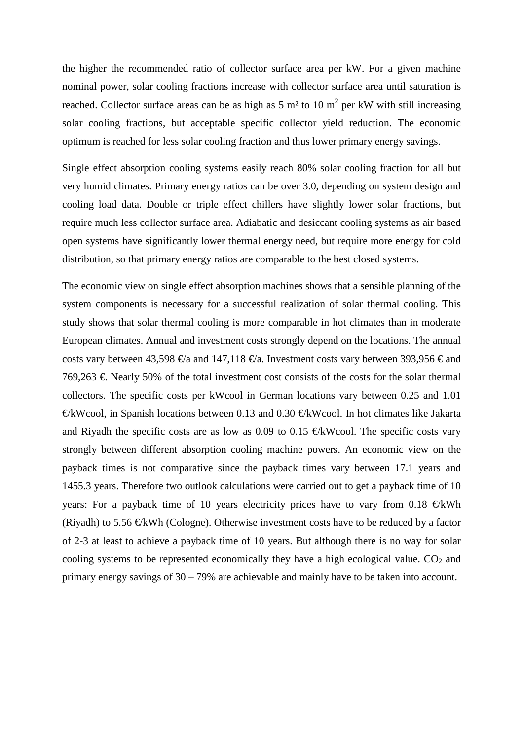the higher the recommended ratio of collector surface area per kW. For a given machine nominal power, solar cooling fractions increase with collector surface area until saturation is reached. Collector surface areas can be as high as 5 m² to 10 $m^2$ per kW with still increasing solar cooling fractions, but acceptable specific collector yield reduction. The economic optimum is reached for less solar cooling fraction and thus lower primary energy savings.

Single effect absorption cooling systems easily reach 80% solar cooling fraction for all but very humid climates. Primary energy ratios can be over 3.0, depending on system design and cooling load data. Double or triple effect chillers have slightly lower solar fractions, but require much less collector surface area. Adiabatic and desiccant cooling systems as air based open systems have significantly lower thermal energy need, but require more energy for cold distribution, so that primary energy ratios are comparable to the best closed systems.

The economic view on single effect absorption machines shows that a sensible planning of the system components is necessary for a successful realization of solar thermal cooling. This study shows that solar thermal cooling is more comparable in hot climates than in moderate European climates. Annual and investment costs strongly depend on the locations. The annual costs vary between 43,598 €/a and 147,118 €/a. Investment costs vary between 393,956 € and 769,263 €. Nearly 50% of the total investment cost consists of the costs for the solar thermal collectors. The specific costs per kWcool in German locations vary between 0.25 and 1.01 €/kWcool, in Spanish locations between 0.13 and 0.30 €/kWcool. In hot climates like Jakarta and Riyadh the specific costs are as low as 0.09 to 0.15 €/kWcool. The specific costs vary strongly between different absorption cooling machine powers. An economic view on the payback times is not comparative since the payback times vary between 17.1 years and 1455.3 years. Therefore two outlook calculations were carried out to get a payback time of 10 years: For a payback time of 10 years electricity prices have to vary from 0.18 €/kWh (Riyadh) to 5.56 €/kWh (Cologne). Otherwise investment costs have to be reduced by a factor of 2-3 at least to achieve a payback time of 10 years. But although there is no way for solar cooling systems to be represented economically they have a high ecological value. $CO_2$ and primary energy savings of 30 – 79% are achievable and mainly have to be taken into account.